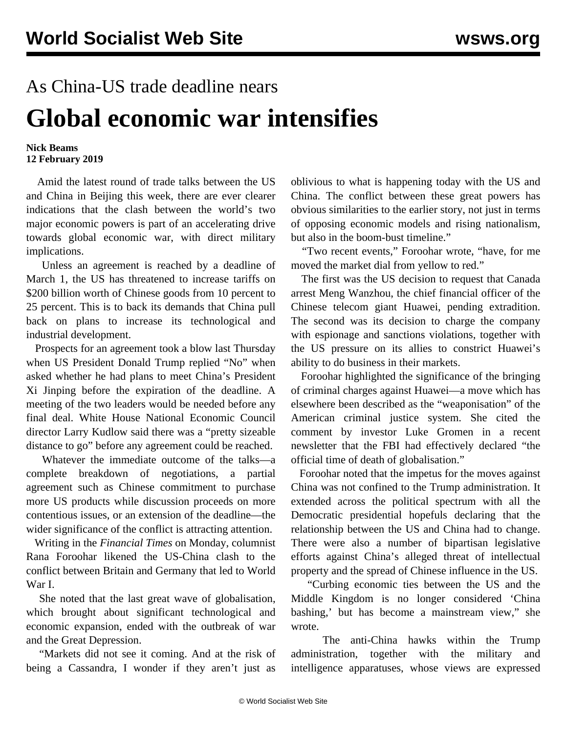# As China-US trade deadline nears

# Global economic war intensifies

**Nick Beams**
**12 February 2019**

Amid the latest round of trade talks between the US and China in Beijing this week, there are ever clearer indications that the clash between the world's two major economic powers is part of an accelerating drive towards global economic war, with direct military implications.

Unless an agreement is reached by a deadline of March 1, the US has threatened to increase tariffs on $200 billion worth of Chinese goods from 10 percent to 25 percent. This is to back its demands that China pull back on plans to increase its technological and industrial development.

Prospects for an agreement took a blow last Thursday when US President Donald Trump replied "No" when asked whether he had plans to meet China's President Xi Jinping before the expiration of the deadline. A meeting of the two leaders would be needed before any final deal. White House National Economic Council director Larry Kudlow said there was a "pretty sizeable distance to go" before any agreement could be reached.

Whatever the immediate outcome of the talks—a complete breakdown of negotiations, a partial agreement such as Chinese commitment to purchase more US products while discussion proceeds on more contentious issues, or an extension of the deadline—the wider significance of the conflict is attracting attention.

Writing in the *Financial Times* on Monday, columnist Rana Foroohar likened the US-China clash to the conflict between Britain and Germany that led to World War I.

She noted that the last great wave of globalisation, which brought about significant technological and economic expansion, ended with the outbreak of war and the Great Depression.

"Markets did not see it coming. And at the risk of being a Cassandra, I wonder if they aren't just as oblivious to what is happening today with the US and China. The conflict between these great powers has obvious similarities to the earlier story, not just in terms of opposing economic models and rising nationalism, but also in the boom-bust timeline."

"Two recent events," Foroohar wrote, "have, for me moved the market dial from yellow to red."

The first was the US decision to request that Canada arrest Meng Wanzhou, the chief financial officer of the Chinese telecom giant Huawei, pending extradition. The second was its decision to charge the company with espionage and sanctions violations, together with the US pressure on its allies to constrict Huawei's ability to do business in their markets.

Foroohar highlighted the significance of the bringing of criminal charges against Huawei—a move which has elsewhere been described as the "weaponisation" of the American criminal justice system. She cited the comment by investor Luke Gromen in a recent newsletter that the FBI had effectively declared "the official time of death of globalisation."

Foroohar noted that the impetus for the moves against China was not confined to the Trump administration. It extended across the political spectrum with all the Democratic presidential hopefuls declaring that the relationship between the US and China had to change. There were also a number of bipartisan legislative efforts against China's alleged threat of intellectual property and the spread of Chinese influence in the US.

"Curbing economic ties between the US and the Middle Kingdom is no longer considered 'China bashing,' but has become a mainstream view," she wrote.

The anti-China hawks within the Trump administration, together with the military and intelligence apparatuses, whose views are expressed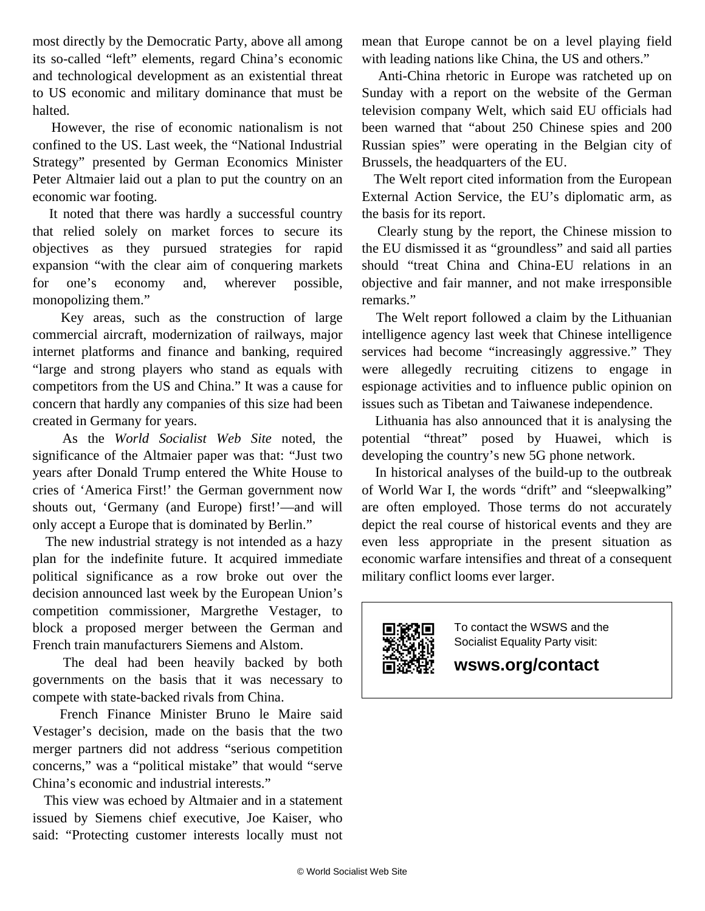most directly by the Democratic Party, above all among its so-called "left" elements, regard China's economic and technological development as an existential threat to US economic and military dominance that must be halted.

However, the rise of economic nationalism is not confined to the US. Last week, the "National Industrial Strategy" presented by German Economics Minister Peter Altmaier laid out a plan to put the country on an economic war footing.

It noted that there was hardly a successful country that relied solely on market forces to secure its objectives as they pursued strategies for rapid expansion "with the clear aim of conquering markets for one's economy and, wherever possible, monopolizing them."

Key areas, such as the construction of large commercial aircraft, modernization of railways, major internet platforms and finance and banking, required "large and strong players who stand as equals with competitors from the US and China." It was a cause for concern that hardly any companies of this size had been created in Germany for years.

As the *World Socialist Web Site* noted, the significance of the Altmaier paper was that: "Just two years after Donald Trump entered the White House to cries of 'America First!' the German government now shouts out, 'Germany (and Europe) first!'—and will only accept a Europe that is dominated by Berlin."

The new industrial strategy is not intended as a hazy plan for the indefinite future. It acquired immediate political significance as a row broke out over the decision announced last week by the European Union's competition commissioner, Margrethe Vestager, to block a proposed merger between the German and French train manufacturers Siemens and Alstom.

The deal had been heavily backed by both governments on the basis that it was necessary to compete with state-backed rivals from China.

French Finance Minister Bruno le Maire said Vestager's decision, made on the basis that the two merger partners did not address "serious competition concerns," was a "political mistake" that would "serve China's economic and industrial interests."

This view was echoed by Altmaier and in a statement issued by Siemens chief executive, Joe Kaiser, who said: "Protecting customer interests locally must not mean that Europe cannot be on a level playing field with leading nations like China, the US and others."

Anti-China rhetoric in Europe was ratcheted up on Sunday with a report on the website of the German television company Welt, which said EU officials had been warned that "about 250 Chinese spies and 200 Russian spies" were operating in the Belgian city of Brussels, the headquarters of the EU.

The Welt report cited information from the European External Action Service, the EU's diplomatic arm, as the basis for its report.

Clearly stung by the report, the Chinese mission to the EU dismissed it as "groundless" and said all parties should "treat China and China-EU relations in an objective and fair manner, and not make irresponsible remarks."

The Welt report followed a claim by the Lithuanian intelligence agency last week that Chinese intelligence services had become "increasingly aggressive." They were allegedly recruiting citizens to engage in espionage activities and to influence public opinion on issues such as Tibetan and Taiwanese independence.

Lithuania has also announced that it is analysing the potential "threat" posed by Huawei, which is developing the country's new 5G phone network.

In historical analyses of the build-up to the outbreak of World War I, the words "drift" and "sleepwalking" are often employed. Those terms do not accurately depict the real course of historical events and they are even less appropriate in the present situation as economic warfare intensifies and threat of a consequent military conflict looms ever larger.

To contact the WSWS and the Socialist Equality Party visit:

**wsws.org/contact**